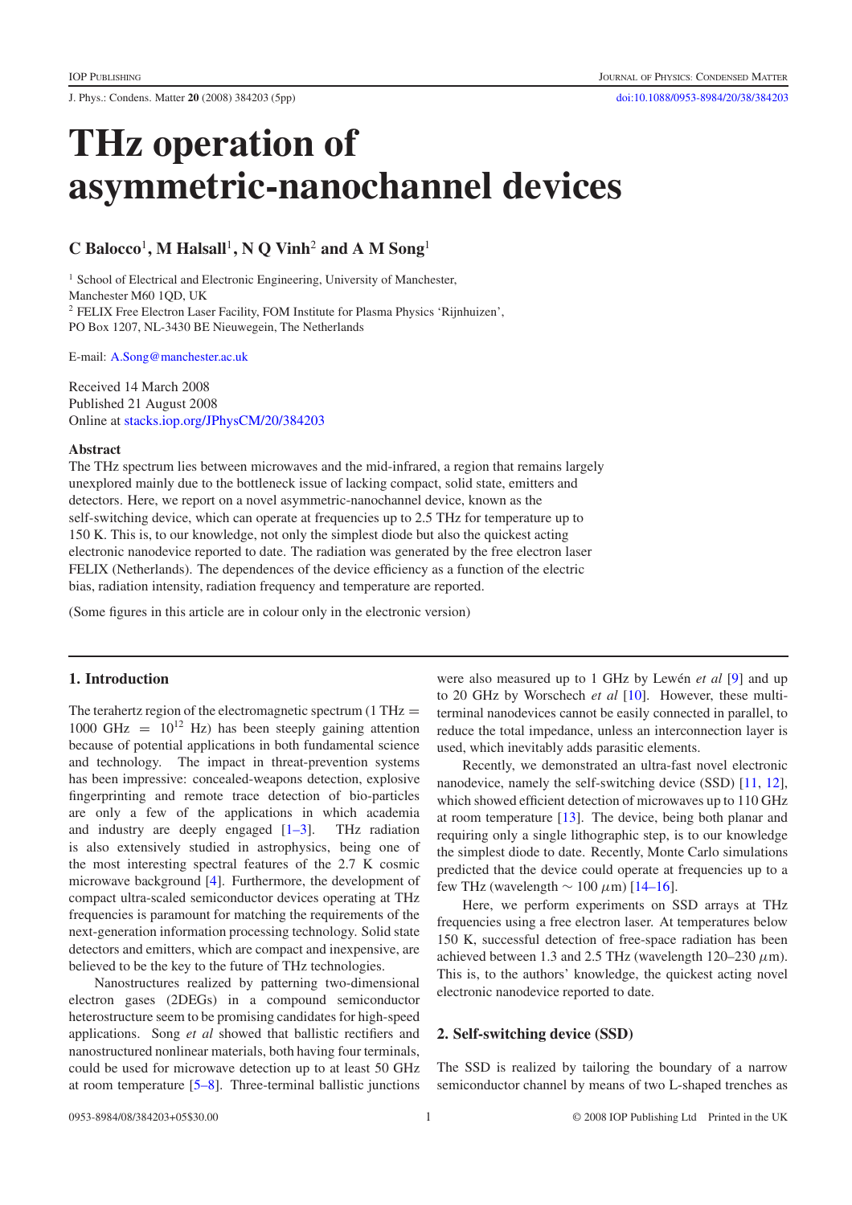# THz operation of asymmetric-nanochannel devices

**C Balocco[1], M Halsall[1], N Q Vinh[2] and A M Song[1]**

[1] School of Electrical and Electronic Engineering, University of Manchester, Manchester M60 1QD, UK

[2] FELIX Free Electron Laser Facility, FOM Institute for Plasma Physics 'Rijnhuizen', PO Box 1207, NL-3430 BE Nieuwegein, The Netherlands

E-mail: A.Song@manchester.ac.uk

Received 14 March 2008
Published 21 August 2008
Online at stacks.iop.org/JPhysCM/20/384203

### Abstract

The THz spectrum lies between microwaves and the mid-infrared, a region that remains largely unexplored mainly due to the bottleneck issue of lacking compact, solid state, emitters and detectors. Here, we report on a novel asymmetric-nanochannel device, known as the self-switching device, which can operate at frequencies up to 2.5 THz for temperature up to 150 K. This is, to our knowledge, not only the simplest diode but also the quickest acting electronic nanodevice reported to date. The radiation was generated by the free electron laser FELIX (Netherlands). The dependences of the device efficiency as a function of the electric bias, radiation intensity, radiation frequency and temperature are reported.

(Some figures in this article are in colour only in the electronic version)

## 1. Introduction

The terahertz region of the electromagnetic spectrum (1 THz = 1000 GHz = $10^{12}$ Hz) has been steeply gaining attention because of potential applications in both fundamental science and technology. The impact in threat-prevention systems has been impressive: concealed-weapons detection, explosive fingerprinting and remote trace detection of bio-particles are only a few of the applications in which academia and industry are deeply engaged [1–3]. THz radiation is also extensively studied in astrophysics, being one of the most interesting spectral features of the 2.7 K cosmic microwave background [4]. Furthermore, the development of compact ultra-scaled semiconductor devices operating at THz frequencies is paramount for matching the requirements of the next-generation information processing technology. Solid state detectors and emitters, which are compact and inexpensive, are believed to be the key to the future of THz technologies.

Nanostructures realized by patterning two-dimensional electron gases (2DEGs) in a compound semiconductor heterostructure seem to be promising candidates for high-speed applications. Song *et al* showed that ballistic rectifiers and nanostructured nonlinear materials, both having four terminals, could be used for microwave detection up to at least 50 GHz at room temperature [5–8]. Three-terminal ballistic junctions were also measured up to 1 GHz by Lewén *et al* [9] and up to 20 GHz by Worschech *et al* [10]. However, these multi-terminal nanodevices cannot be easily connected in parallel, to reduce the total impedance, unless an interconnection layer is used, which inevitably adds parasitic elements.

Recently, we demonstrated an ultra-fast novel electronic nanodevice, namely the self-switching device (SSD) [11, 12], which showed efficient detection of microwaves up to 110 GHz at room temperature [13]. The device, being both planar and requiring only a single lithographic step, is to our knowledge the simplest diode to date. Recently, Monte Carlo simulations predicted that the device could operate at frequencies up to a few THz (wavelength $\sim 100$ μm) [14–16].

Here, we perform experiments on SSD arrays at THz frequencies using a free electron laser. At temperatures below 150 K, successful detection of free-space radiation has been achieved between 1.3 and 2.5 THz (wavelength 120–230 μm). This is, to the authors' knowledge, the quickest acting novel electronic nanodevice reported to date.

## 2. Self-switching device (SSD)

The SSD is realized by tailoring the boundary of a narrow semiconductor channel by means of two L-shaped trenches as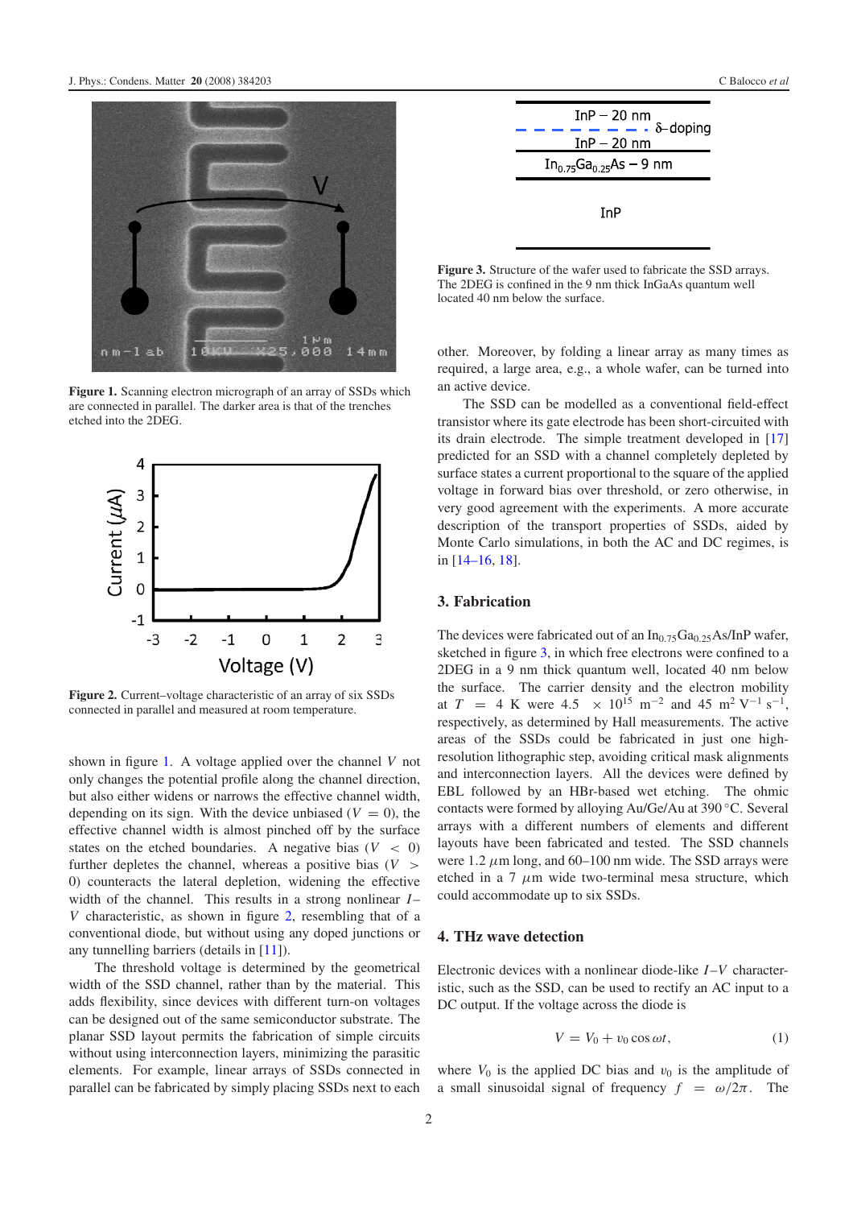Figure 1. Scanning electron micrograph of an array of SSDs which are connected in parallel. The darker area is that of the trenches etched into the 2DEG.

Figure 2. Current–voltage characteristic of an array of six SSDs connected in parallel and measured at room temperature.

shown in figure 1. A voltage applied over the channel $V$ not only changes the potential profile along the channel direction, but also either widens or narrows the effective channel width, depending on its sign. With the device unbiased ($V = 0$), the effective channel width is almost pinched off by the surface states on the etched boundaries. A negative bias ($V < 0$) further depletes the channel, whereas a positive bias ($V > 0$) counteracts the lateral depletion, widening the effective width of the channel. This results in a strong nonlinear $I$–$V$ characteristic, as shown in figure 2, resembling that of a conventional diode, but without using any doped junctions or any tunnelling barriers (details in [11]).

The threshold voltage is determined by the geometrical width of the SSD channel, rather than by the material. This adds flexibility, since devices with different turn-on voltages can be designed out of the same semiconductor substrate. The planar SSD layout permits the fabrication of simple circuits without using interconnection layers, minimizing the parasitic elements. For example, linear arrays of SSDs connected in parallel can be fabricated by simply placing SSDs next to each other. Moreover, by folding a linear array as many times as required, a large area, e.g., a whole wafer, can be turned into an active device.

The SSD can be modelled as a conventional field-effect transistor where its gate electrode has been short-circuited with its drain electrode. The simple treatment developed in [17] predicted for an SSD with a channel completely depleted by surface states a current proportional to the square of the applied voltage in forward bias over threshold, or zero otherwise, in very good agreement with the experiments. A more accurate description of the transport properties of SSDs, aided by Monte Carlo simulations, in both the AC and DC regimes, is in [14–16, 18].

Figure 3. Structure of the wafer used to fabricate the SSD arrays. The 2DEG is confined in the 9 nm thick InGaAs quantum well located 40 nm below the surface.

## 3. Fabrication

The devices were fabricated out of an $In_{0.75}Ga_{0.25}As$/InP wafer, sketched in figure 3, in which free electrons were confined to a 2DEG in a 9 nm thick quantum well, located 40 nm below the surface. The carrier density and the electron mobility at $T = 4$ K were $4.5 \times 10^{15}$ m$^{-2}$ and 45 m$^2$ V$^{-1}$ s$^{-1}$, respectively, as determined by Hall measurements. The active areas of the SSDs could be fabricated in just one high-resolution lithographic step, avoiding critical mask alignments and interconnection layers. All the devices were defined by EBL followed by an HBr-based wet etching. The ohmic contacts were formed by alloying Au/Ge/Au at 390 °C. Several arrays with a different numbers of elements and different layouts have been fabricated and tested. The SSD channels were 1.2 $\mu$m long, and 60–100 nm wide. The SSD arrays were etched in a 7 $\mu$m wide two-terminal mesa structure, which could accommodate up to six SSDs.

## 4. THz wave detection

Electronic devices with a nonlinear diode-like $I$–$V$ characteristic, such as the SSD, can be used to rectify an AC input to a DC output. If the voltage across the diode is

$$V = V_0 + v_0 \cos \omega t, \tag{1}$$

where $V_0$ is the applied DC bias and $v_0$ is the amplitude of a small sinusoidal signal of frequency $f = \omega/2\pi$. The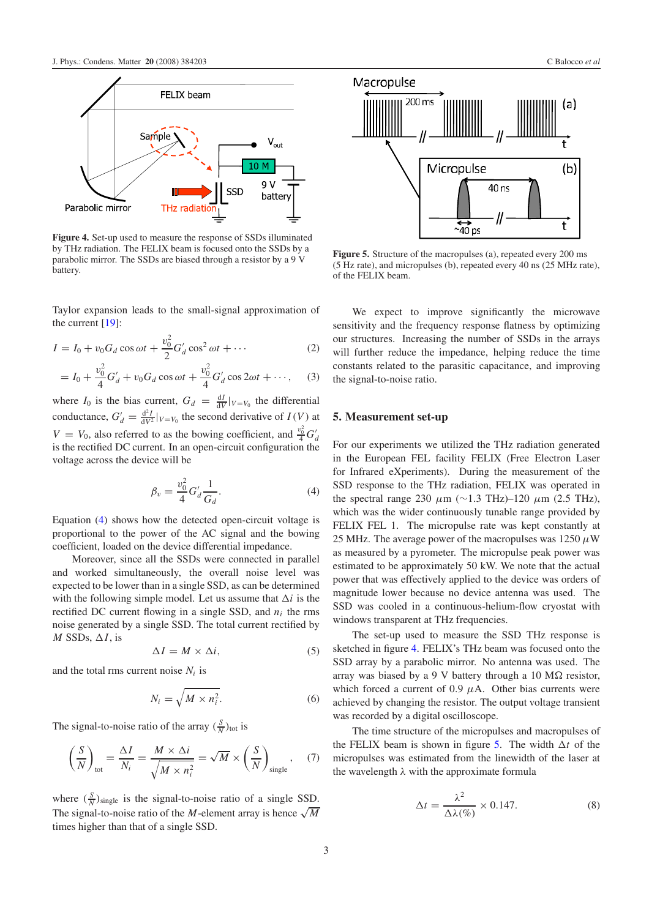**Figure 4.** Set-up used to measure the response of SSDs illuminated by THz radiation. The FELIX beam is focused onto the SSDs by a parabolic mirror. The SSDs are biased through a resistor by a 9 V battery.

**Figure 5.** Structure of the macropulses (a), repeated every 200 ms (5 Hz rate), and micropulses (b), repeated every 40 ns (25 MHz rate), of the FELIX beam.

Taylor expansion leads to the small-signal approximation of the current [19]:

$$I = I_0 + v_0 G_d \cos \omega t + \frac{v_0^2}{2} G_d' \cos^2 \omega t + \cdots \tag{2}$$

$$= I_0 + \frac{v_0^2}{4} G_d' + v_0 G_d \cos \omega t + \frac{v_0^2}{4} G_d' \cos 2\omega t + \cdots, \tag{3}$$

where $I_0$ is the bias current, $G_d = \frac{dI}{dV}|_{V=V_0}$ the differential conductance, $G_d' = \frac{d^2 I}{dV^2}|_{V=V_0}$ the second derivative of $I(V)$ at $V = V_0$, also referred to as the bowing coefficient, and $\frac{v_0^2}{4} G_d'$ is the rectified DC current. In an open-circuit configuration the voltage across the device will be

$$\beta_v = \frac{v_0^2}{4} G_d' \frac{1}{G_d}. \tag{4}$$

Equation (4) shows how the detected open-circuit voltage is proportional to the power of the AC signal and the bowing coefficient, loaded on the device differential impedance.

Moreover, since all the SSDs were connected in parallel and worked simultaneously, the overall noise level was expected to be lower than in a single SSD, as can be determined with the following simple model. Let us assume that $\Delta i$ is the rectified DC current flowing in a single SSD, and $n_i$ the rms noise generated by a single SSD. The total current rectified by $M$ SSDs, $\Delta I$, is

$$\Delta I = M \times \Delta i, \tag{5}$$

and the total rms current noise $N_i$ is

$$N_i = \sqrt{M \times n_i^2}. \tag{6}$$

The signal-to-noise ratio of the array $(\frac{S}{N})_{\text{tot}}$ is

$$\left(\frac{S}{N}\right)_{\text{tot}} = \frac{\Delta I}{N_i} = \frac{M \times \Delta i}{\sqrt{M \times n_i^2}} = \sqrt{M} \times \left(\frac{S}{N}\right)_{\text{single}}, \tag{7}$$

where $(\frac{S}{N})_{\text{single}}$ is the signal-to-noise ratio of a single SSD. The signal-to-noise ratio of the $M$-element array is hence $\sqrt{M}$ times higher than that of a single SSD.

We expect to improve significantly the microwave sensitivity and the frequency response flatness by optimizing our structures. Increasing the number of SSDs in the arrays will further reduce the impedance, helping reduce the time constants related to the parasitic capacitance, and improving the signal-to-noise ratio.

## 5. Measurement set-up

For our experiments we utilized the THz radiation generated in the European FEL facility FELIX (Free Electron Laser for Infrared eXperiments). During the measurement of the SSD response to the THz radiation, FELIX was operated in the spectral range 230 $\mu$m ($\sim$1.3 THz)–120 $\mu$m (2.5 THz), which was the wider continuously tunable range provided by FELIX FEL 1. The micropulse rate was kept constantly at 25 MHz. The average power of the macropulses was 1250 $\mu$W as measured by a pyrometer. The micropulse peak power was estimated to be approximately 50 kW. We note that the actual power that was effectively applied to the device was orders of magnitude lower because no device antenna was used. The SSD was cooled in a continuous-helium-flow cryostat with windows transparent at THz frequencies.

The set-up used to measure the SSD THz response is sketched in figure 4. FELIX's THz beam was focused onto the SSD array by a parabolic mirror. No antenna was used. The array was biased by a 9 V battery through a 10 M$\Omega$ resistor, which forced a current of 0.9 $\mu$A. Other bias currents were achieved by changing the resistor. The output voltage transient was recorded by a digital oscilloscope.

The time structure of the micropulses and macropulses of the FELIX beam is shown in figure 5. The width $\Delta t$ of the micropulses was estimated from the linewidth of the laser at the wavelength $\lambda$ with the approximate formula

$$\Delta t = \frac{\lambda^2}{\Delta\lambda(\%)} \times 0.147. \tag{8}$$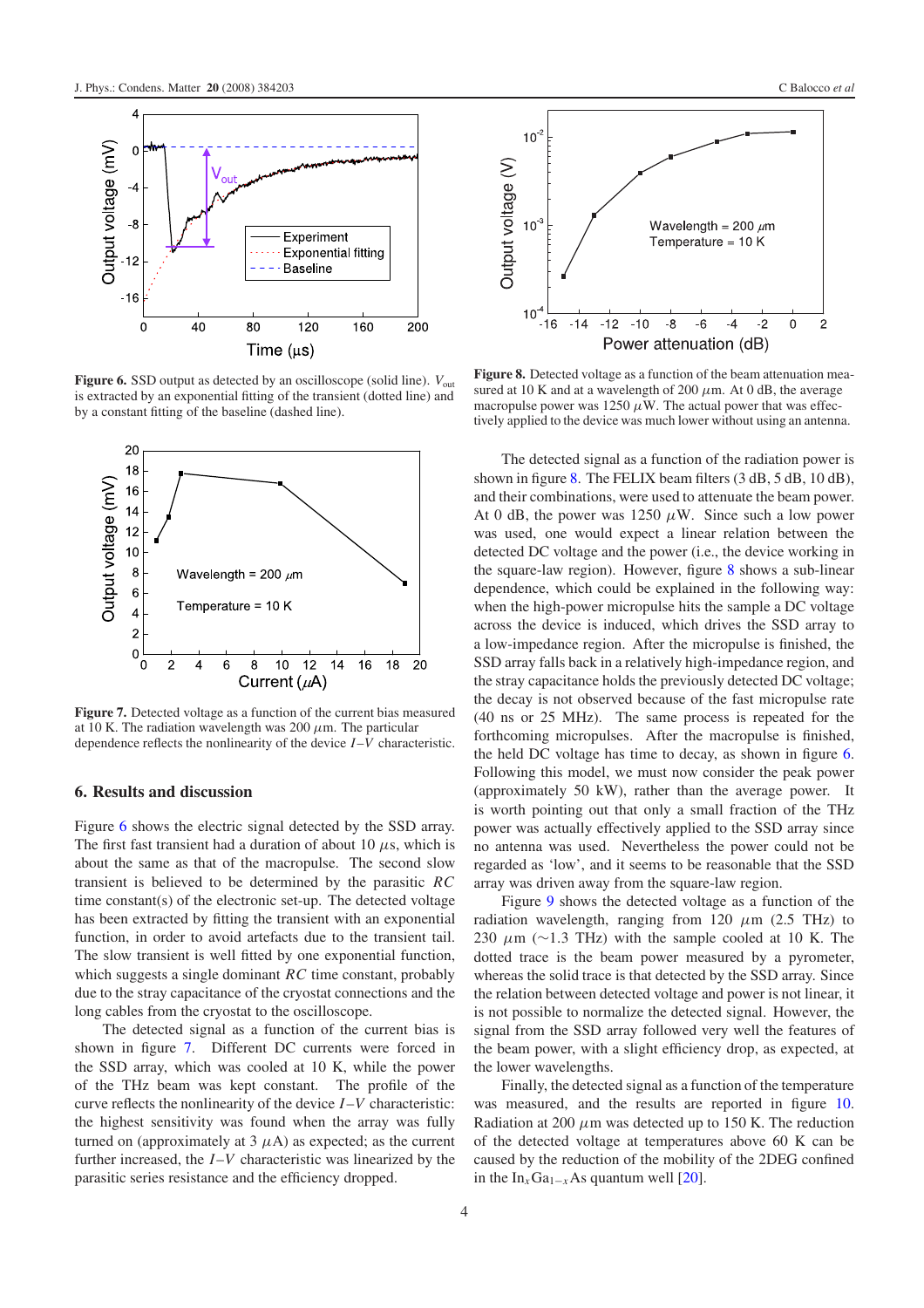**Figure 6.** SSD output as detected by an oscilloscope (solid line). $V_{out}$ is extracted by an exponential fitting of the transient (dotted line) and by a constant fitting of the baseline (dashed line).

**Figure 7.** Detected voltage as a function of the current bias measured at 10 K. The radiation wavelength was 200 $\mu$m. The particular dependence reflects the nonlinearity of the device $I$–$V$ characteristic.

**Figure 8.** Detected voltage as a function of the beam attenuation measured at 10 K and at a wavelength of 200 $\mu$m. At 0 dB, the average macropulse power was 1250 $\mu$W. The actual power that was effectively applied to the device was much lower without using an antenna.

## 6. Results and discussion

Figure 6 shows the electric signal detected by the SSD array. The first fast transient had a duration of about 10 $\mu$s, which is about the same as that of the macropulse. The second slow transient is believed to be determined by the parasitic $RC$ time constant(s) of the electronic set-up. The detected voltage has been extracted by fitting the transient with an exponential function, in order to avoid artefacts due to the transient tail. The slow transient is well fitted by one exponential function, which suggests a single dominant $RC$ time constant, probably due to the stray capacitance of the cryostat connections and the long cables from the cryostat to the oscilloscope.

The detected signal as a function of the current bias is shown in figure 7. Different DC currents were forced in the SSD array, which was cooled at 10 K, while the power of the THz beam was kept constant. The profile of the curve reflects the nonlinearity of the device $I$–$V$ characteristic: the highest sensitivity was found when the array was fully turned on (approximately at 3 $\mu$A) as expected; as the current further increased, the $I$–$V$ characteristic was linearized by the parasitic series resistance and the efficiency dropped.

The detected signal as a function of the radiation power is shown in figure 8. The FELIX beam filters (3 dB, 5 dB, 10 dB), and their combinations, were used to attenuate the beam power. At 0 dB, the power was 1250 $\mu$W. Since such a low power was used, one would expect a linear relation between the detected DC voltage and the power (i.e., the device working in the square-law region). However, figure 8 shows a sub-linear dependence, which could be explained in the following way: when the high-power micropulse hits the sample a DC voltage across the device is induced, which drives the SSD array to a low-impedance region. After the micropulse is finished, the SSD array falls back in a relatively high-impedance region, and the stray capacitance holds the previously detected DC voltage; the decay is not observed because of the fast micropulse rate (40 ns or 25 MHz). The same process is repeated for the forthcoming micropulses. After the macropulse is finished, the held DC voltage has time to decay, as shown in figure 6. Following this model, we must now consider the peak power (approximately 50 kW), rather than the average power. It is worth pointing out that only a small fraction of the THz power was actually effectively applied to the SSD array since no antenna was used. Nevertheless the power could not be regarded as 'low', and it seems to be reasonable that the SSD array was driven away from the square-law region.

Figure 9 shows the detected voltage as a function of the radiation wavelength, ranging from 120 $\mu$m (2.5 THz) to 230 $\mu$m (~1.3 THz) with the sample cooled at 10 K. The dotted trace is the beam power measured by a pyrometer, whereas the solid trace is that detected by the SSD array. Since the relation between detected voltage and power is not linear, it is not possible to normalize the detected signal. However, the signal from the SSD array followed very well the features of the beam power, with a slight efficiency drop, as expected, at the lower wavelengths.

Finally, the detected signal as a function of the temperature was measured, and the results are reported in figure 10. Radiation at 200 $\mu$m was detected up to 150 K. The reduction of the detected voltage at temperatures above 60 K can be caused by the reduction of the mobility of the 2DEG confined in the $In_xGa_{1-x}As$ quantum well [20].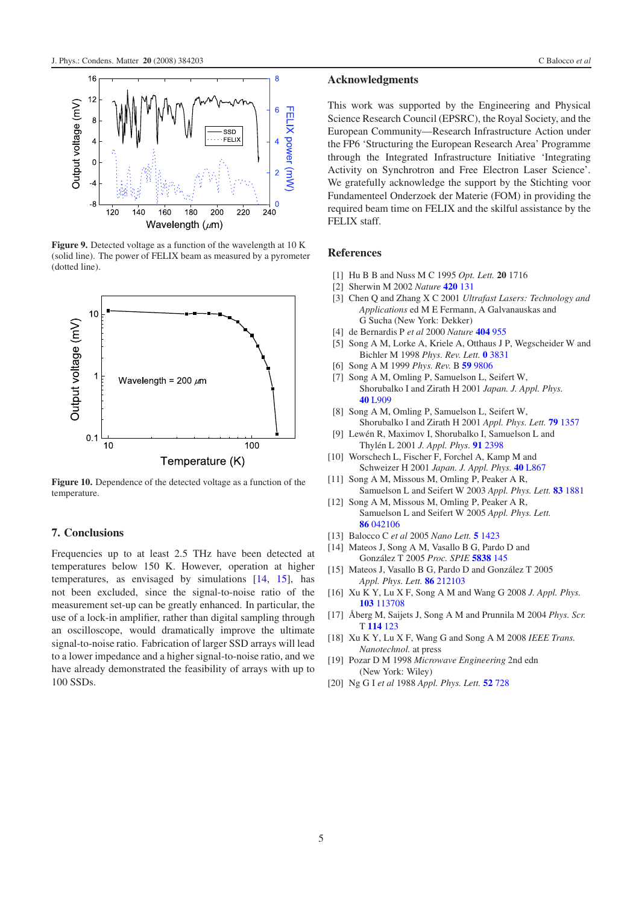16
12
8
4
0
-4
-8
Output voltage (mV)
120 140 160 180 200 220 240
Wavelength (μm)
8
6
4
2
0
FELIX power (mW)
SSD
FELIX

**Figure 9.** Detected voltage as a function of the wavelength at 10 K (solid line). The power of FELIX beam as measured by a pyrometer (dotted line).

10
1
0.1
Output voltage (mV)
10 100
Temperature (K)
Wavelength = 200 μm

**Figure 10.** Dependence of the detected voltage as a function of the temperature.

## 7. Conclusions

Frequencies up to at least 2.5 THz have been detected at temperatures below 150 K. However, operation at higher temperatures, as envisaged by simulations [14, 15], has not been excluded, since the signal-to-noise ratio of the measurement set-up can be greatly enhanced. In particular, the use of a lock-in amplifier, rather than digital sampling through an oscilloscope, would dramatically improve the ultimate signal-to-noise ratio. Fabrication of larger SSD arrays will lead to a lower impedance and a higher signal-to-noise ratio, and we have already demonstrated the feasibility of arrays with up to 100 SSDs.

## Acknowledgments

This work was supported by the Engineering and Physical Science Research Council (EPSRC), the Royal Society, and the European Community—Research Infrastructure Action under the FP6 'Structuring the European Research Area' Programme through the Integrated Infrastructure Initiative 'Integrating Activity on Synchrotron and Free Electron Laser Science'. We gratefully acknowledge the support by the Stichting voor Fundamenteel Onderzoek der Materie (FOM) in providing the required beam time on FELIX and the skilful assistance by the FELIX staff.

## References

[1] Hu B B and Nuss M C 1995 *Opt. Lett.* **20** 1716
[2] Sherwin M 2002 *Nature* **420** 131
[3] Chen Q and Zhang X C 2001 *Ultrafast Lasers: Technology and Applications* ed M E Fermann, A Galvanauskas and G Sucha (New York: Dekker)
[4] de Bernardis P *et al* 2000 *Nature* **404** 955
[5] Song A M, Lorke A, Kriele A, Otthaus J P, Wegscheider W and Bichler M 1998 *Phys. Rev. Lett.* **0** 3831
[6] Song A M 1999 *Phys. Rev.* B **59** 9806
[7] Song A M, Omling P, Samuelson L, Seifert W, Shorubalko I and Zirath H 2001 *Japan. J. Appl. Phys.* **40** L909
[8] Song A M, Omling P, Samuelson L, Seifert W, Shorubalko I and Zirath H 2001 *Appl. Phys. Lett.* **79** 1357
[9] Lewén R, Maximov I, Shorubalko I, Samuelson L and Thylén L 2001 *J. Appl. Phys.* **91** 2398
[10] Worschech L, Fischer F, Forchel A, Kamp M and Schweizer H 2001 *Japan. J. Appl. Phys.* **40** L867
[11] Song A M, Omling P, Missous M, Omling P, Peaker A R, Samuelson L and Seifert W 2003 *Appl. Phys. Lett.* **83** 1881
[12] Song A M, Missous M, Omling P, Peaker A R, Samuelson L and Seifert W 2005 *Appl. Phys. Lett.* **86** 042106
[13] Balocco C *et al* 2005 *Nano Lett.* **5** 1423
[14] Mateos J, Song A M, Vasallo B G, Pardo D and González T 2005 *Proc. SPIE* **5838** 145
[15] Mateos J, Vasallo B G, Pardo D and González T 2005 *Appl. Phys. Lett.* **86** 212103
[16] Xu K Y, Lu X F, Song A M and Wang G 2008 *J. Appl. Phys.* **103** 113708
[17] Åberg M, Saijets J, Song A M and Prunnila M 2004 *Phys. Scr.* T **114** 123
[18] Xu K Y, Lu X F, Wang G and Song A M 2008 *IEEE Trans. Nanotechnol.* at press
[19] Pozar D M 1998 *Microwave Engineering* 2nd edn (New York: Wiley)
[20] Ng G I *et al* 1988 *Appl. Phys. Lett.* **52** 728